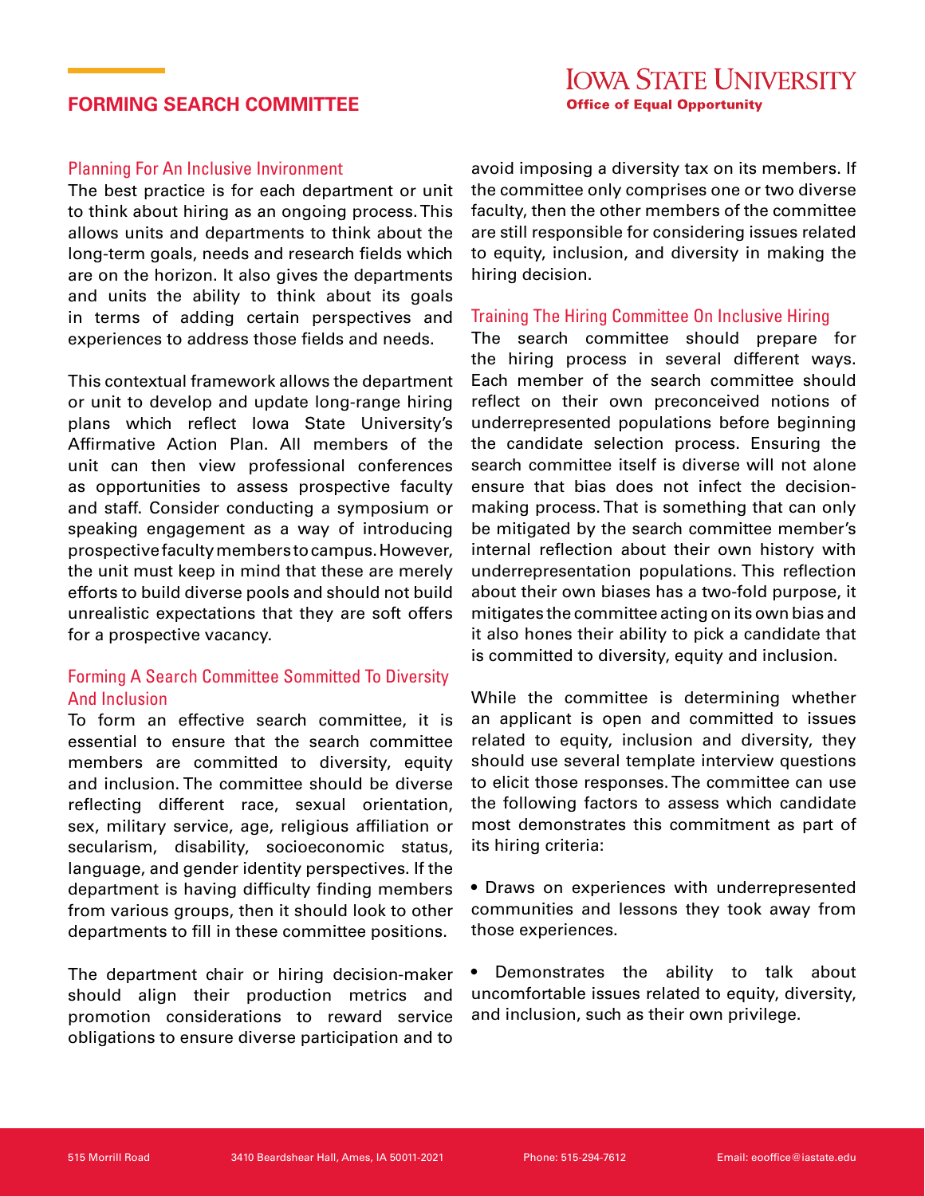# FORMING SEARCH COMMITTEE

## Planning For An Inclusive Invironment

The best practice is for each department or unit to think about hiring as an ongoing process. This allows units and departments to think about the long-term goals, needs and research fields which are on the horizon. It also gives the departments and units the ability to think about its goals in terms of adding certain perspectives and experiences to address those fields and needs.

This contextual framework allows the department or unit to develop and update long-range hiring plans which reflect Iowa State University's Affirmative Action Plan. All members of the unit can then view professional conferences as opportunities to assess prospective faculty and staff. Consider conducting a symposium or speaking engagement as a way of introducing prospective faculty members to campus. However, the unit must keep in mind that these are merely efforts to build diverse pools and should not build unrealistic expectations that they are soft offers for a prospective vacancy.

## Forming A Search Committee Sommitted To Diversity And Inclusion

To form an effective search committee, it is essential to ensure that the search committee members are committed to diversity, equity and inclusion. The committee should be diverse reflecting different race, sexual orientation, sex, military service, age, religious affiliation or secularism, disability, socioeconomic status, language, and gender identity perspectives. If the department is having difficulty finding members from various groups, then it should look to other departments to fill in these committee positions.

The department chair or hiring decision-maker should align their production metrics and promotion considerations to reward service obligations to ensure diverse participation and to avoid imposing a diversity tax on its members. If the committee only comprises one or two diverse faculty, then the other members of the committee are still responsible for considering issues related to equity, inclusion, and diversity in making the hiring decision.

## Training The Hiring Committee On Inclusive Hiring

The search committee should prepare for the hiring process in several different ways. Each member of the search committee should reflect on their own preconceived notions of underrepresented populations before beginning the candidate selection process. Ensuring the search committee itself is diverse will not alone ensure that bias does not infect the decision-making process. That is something that can only be mitigated by the search committee member's internal reflection about their own history with underrepresentation populations. This reflection about their own biases has a two-fold purpose, it mitigates the committee acting on its own bias and it also hones their ability to pick a candidate that is committed to diversity, equity and inclusion.

While the committee is determining whether an applicant is open and committed to issues related to equity, inclusion and diversity, they should use several template interview questions to elicit those responses. The committee can use the following factors to assess which candidate most demonstrates this commitment as part of its hiring criteria:

- Draws on experiences with underrepresented communities and lessons they took away from those experiences.
- Demonstrates the ability to talk about uncomfortable issues related to equity, diversity, and inclusion, such as their own privilege.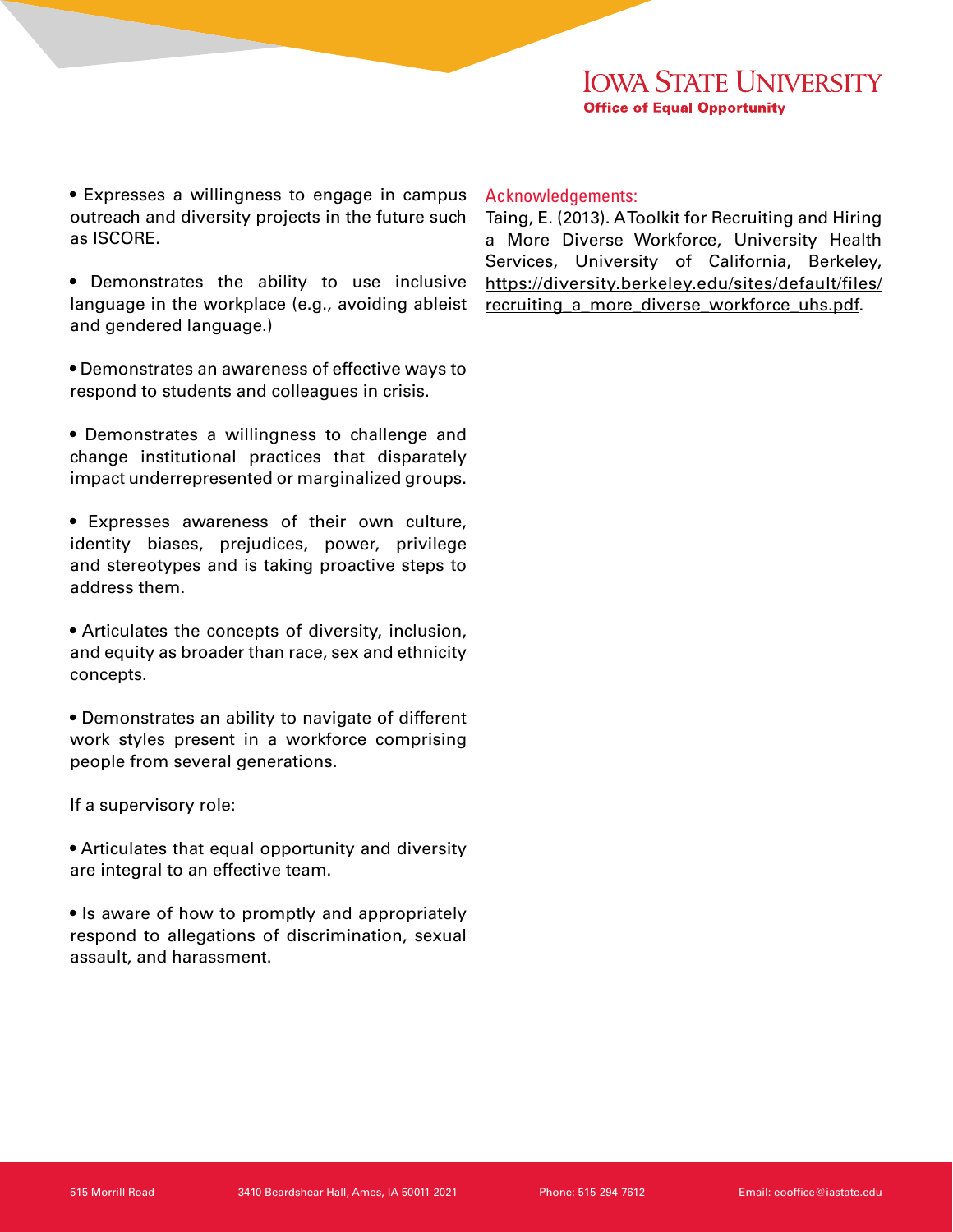- Expresses a willingness to engage in campus outreach and diversity projects in the future such as ISCORE.

- Demonstrates the ability to use inclusive language in the workplace (e.g., avoiding ableist and gendered language.)

- Demonstrates an awareness of effective ways to respond to students and colleagues in crisis.

- Demonstrates a willingness to challenge and change institutional practices that disparately impact underrepresented or marginalized groups.

- Expresses awareness of their own culture, identity biases, prejudices, power, privilege and stereotypes and is taking proactive steps to address them.

- Articulates the concepts of diversity, inclusion, and equity as broader than race, sex and ethnicity concepts.

- Demonstrates an ability to navigate of different work styles present in a workforce comprising people from several generations.

If a supervisory role:

- Articulates that equal opportunity and diversity are integral to an effective team.

- Is aware of how to promptly and appropriately respond to allegations of discrimination, sexual assault, and harassment.

## Acknowledgements:

Taing, E. (2013). A Toolkit for Recruiting and Hiring a More Diverse Workforce, University Health Services, University of California, Berkeley, https://diversity.berkeley.edu/sites/default/files/recruiting_a_more_diverse_workforce_uhs.pdf.